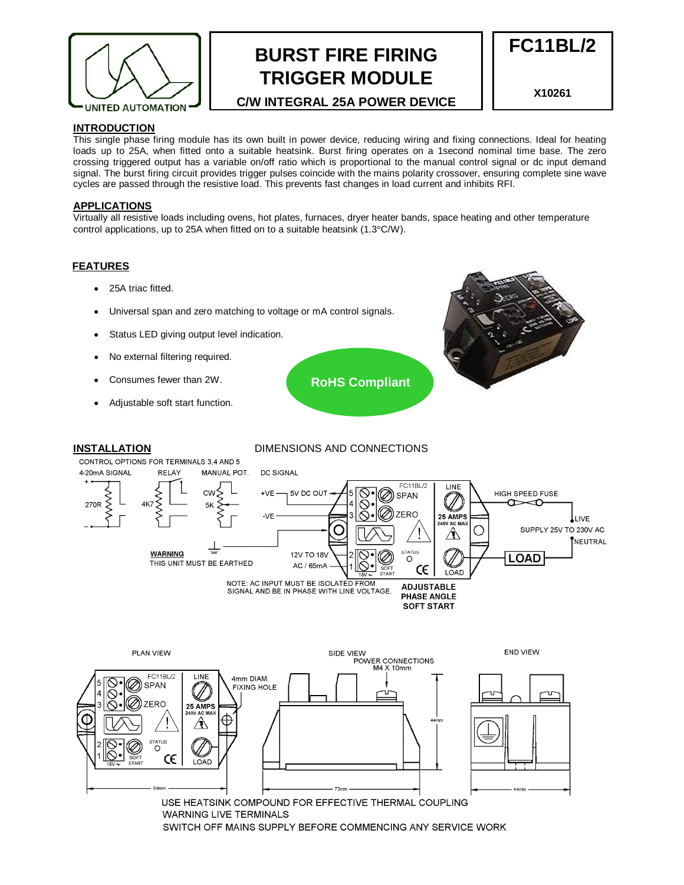# BURST FIRE FIRING TRIGGER MODULE

**C/W INTEGRAL 25A POWER DEVICE**

**FC11BL/2**

**X10261**

## INTRODUCTION

This single phase firing module has its own built in power device, reducing wiring and fixing connections. Ideal for heating loads up to 25A, when fitted onto a suitable heatsink. Burst firing operates on a 1second nominal time base. The zero crossing triggered output has a variable on/off ratio which is proportional to the manual control signal or dc input demand signal. The burst firing circuit provides trigger pulses coincide with the mains polarity crossover, ensuring complete sine wave cycles are passed through the resistive load. This prevents fast changes in load current and inhibits RFI.

## APPLICATIONS

Virtually all resistive loads including ovens, hot plates, furnaces, dryer heater bands, space heating and other temperature control applications, up to 25A when fitted on to a suitable heatsink (1.3°C/W).

## FEATURES

- 25A triac fitted.
- Universal span and zero matching to voltage or mA control signals.
- Status LED giving output level indication.
- No external filtering required.
- Consumes fewer than 2W.
- Adjustable soft start function.

**RoHS Compliant**

## INSTALLATION

DIMENSIONS AND CONNECTIONS

CONTROL OPTIONS FOR TERMINALS 3,4 AND 5

4-20mA SIGNAL — 270R

RELAY — 4K7

MANUAL POT. — CW, 5K

DC SIGNAL — +VE, -VE

5V DC OUT

5 SPAN, 4, 3 ZERO

12V TO 18V AC / 65mA — 2, 1 (18V ~), SOFT START, STATUS

LINE, 25 AMPS 240V AC MAX, LOAD

HIGH SPEED FUSE

LIVE

SUPPLY 25V TO 230V AC

NEUTRAL

LOAD

**WARNING**
THIS UNIT MUST BE EARTHED

NOTE: AC INPUT MUST BE ISOLATED FROM SIGNAL AND BE IN PHASE WITH LINE VOLTAGE.

**ADJUSTABLE PHASE ANGLE SOFT START**

PLAN VIEW — 4mm DIAM. FIXING HOLE — 64mm

SIDE VIEW — POWER CONNECTIONS M4 X 10mm — 44mm — 73mm

END VIEW — 44mm

USE HEATSINK COMPOUND FOR EFFECTIVE THERMAL COUPLING

WARNING LIVE TERMINALS

SWITCH OFF MAINS SUPPLY BEFORE COMMENCING ANY SERVICE WORK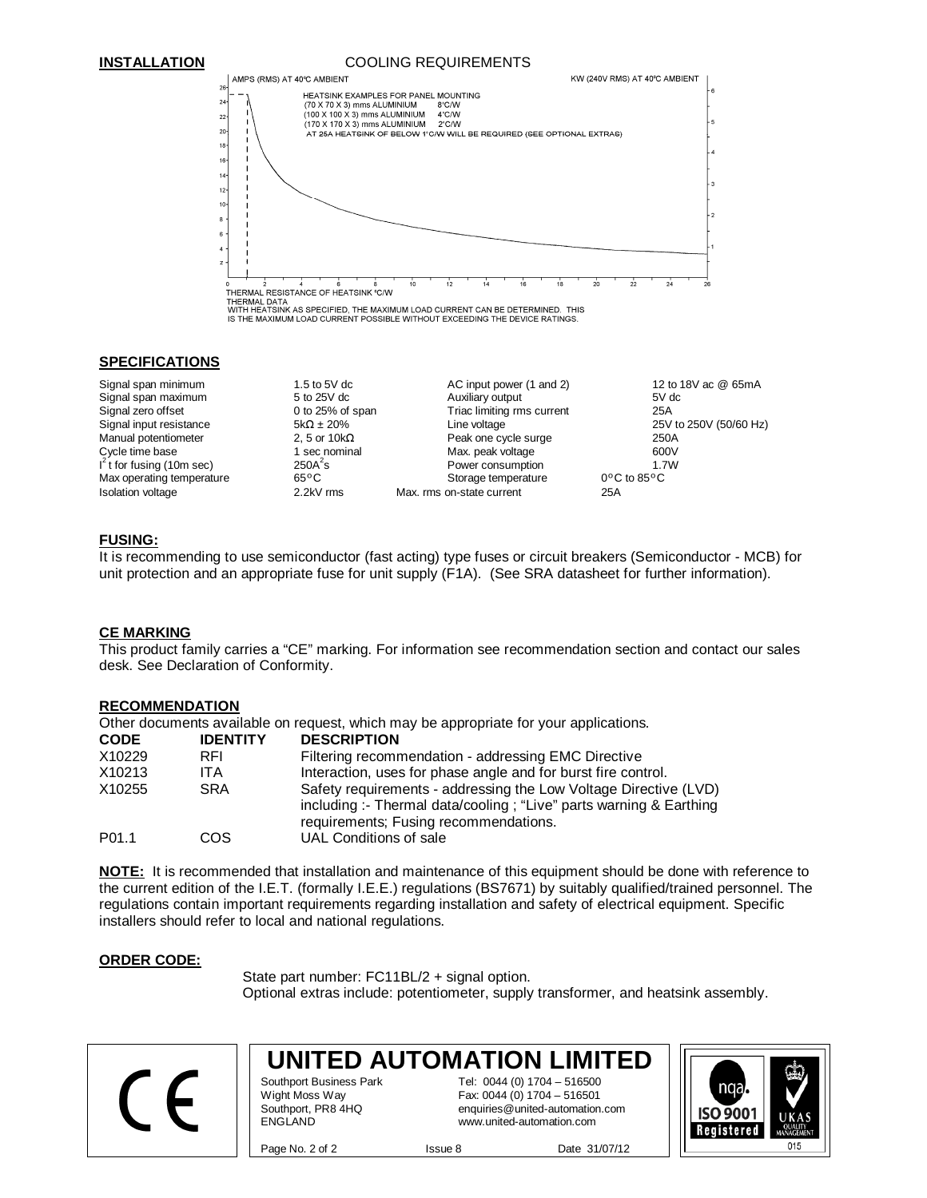**INSTALLATION**

COOLING REQUIREMENTS

AMPS (RMS) AT 40ºC AMBIENT

KW (240V RMS) AT 40ºC AMBIENT

HEATSINK EXAMPLES FOR PANEL MOUNTING
(70 X 70 X 3) mms ALUMINIUM 8°C/W
(100 X 100 X 3) mms ALUMINIUM 4°C/W
(170 X 170 X 3) mms ALUMINIUM 2°C/W
AT 25A HEATSINK OF BELOW 1°C/W WILL BE REQUIRED (SEE OPTIONAL EXTRAS)

0 2 4 6 8 10 12 14 16 18 20 22 24 26

THERMAL RESISTANCE OF HEATSINK ºC/W

THERMAL DATA
WITH HEATSINK AS SPECIFIED, THE MAXIMUM LOAD CURRENT CAN BE DETERMINED. THIS IS THE MAXIMUM LOAD CURRENT POSSIBLE WITHOUT EXCEEDING THE DEVICE RATINGS.

## SPECIFICATIONS

| | | | |
|---|---|---|---|
| Signal span minimum | 1.5 to 5V dc | AC input power (1 and 2) | 12 to 18V ac @ 65mA |
| Signal span maximum | 5 to 25V dc | Auxiliary output | 5V dc |
| Signal zero offset | 0 to 25% of span | Triac limiting rms current | 25A |
| Signal input resistance | 5kΩ ± 20% | Line voltage | 25V to 250V (50/60 Hz) |
| Manual potentiometer | 2, 5 or 10kΩ | Peak one cycle surge | 250A |
| Cycle time base | 1 sec nominal | Max. peak voltage | 600V |
| $I^2t$ for fusing (10m sec) | $250A^2s$ | Power consumption | 1.7W |
| Max operating temperature | 65°C | Storage temperature | 0°C to 85°C |
| Isolation voltage | 2.2kV rms | Max. rms on-state current | 25A |

## FUSING:

It is recommending to use semiconductor (fast acting) type fuses or circuit breakers (Semiconductor - MCB) for unit protection and an appropriate fuse for unit supply (F1A). (See SRA datasheet for further information).

## CE MARKING

This product family carries a "CE" marking. For information see recommendation section and contact our sales desk. See Declaration of Conformity.

## RECOMMENDATION

Other documents available on request, which may be appropriate for your applications.

| CODE | IDENTITY | DESCRIPTION |
|---|---|---|
| X10229 | RFI | Filtering recommendation - addressing EMC Directive |
| X10213 | ITA | Interaction, uses for phase angle and for burst fire control. |
| X10255 | SRA | Safety requirements - addressing the Low Voltage Directive (LVD) including :- Thermal data/cooling ; "Live" parts warning & Earthing requirements; Fusing recommendations. |
| P01.1 | COS | UAL Conditions of sale |

**NOTE:** It is recommended that installation and maintenance of this equipment should be done with reference to the current edition of the I.E.T. (formally I.E.E.) regulations (BS7671) by suitably qualified/trained personnel. The regulations contain important requirements regarding installation and safety of electrical equipment. Specific installers should refer to local and national regulations.

## ORDER CODE:

State part number: FC11BL/2 + signal option.
Optional extras include: potentiometer, supply transformer, and heatsink assembly.

# UNITED AUTOMATION LIMITED

Southport Business Park
Wight Moss Way
Southport, PR8 4HQ
ENGLAND

Tel: 0044 (0) 1704 – 516500
Fax: 0044 (0) 1704 – 516501
enquiries@united-automation.com
www.united-automation.com

Issue 8 Date 31/07/12